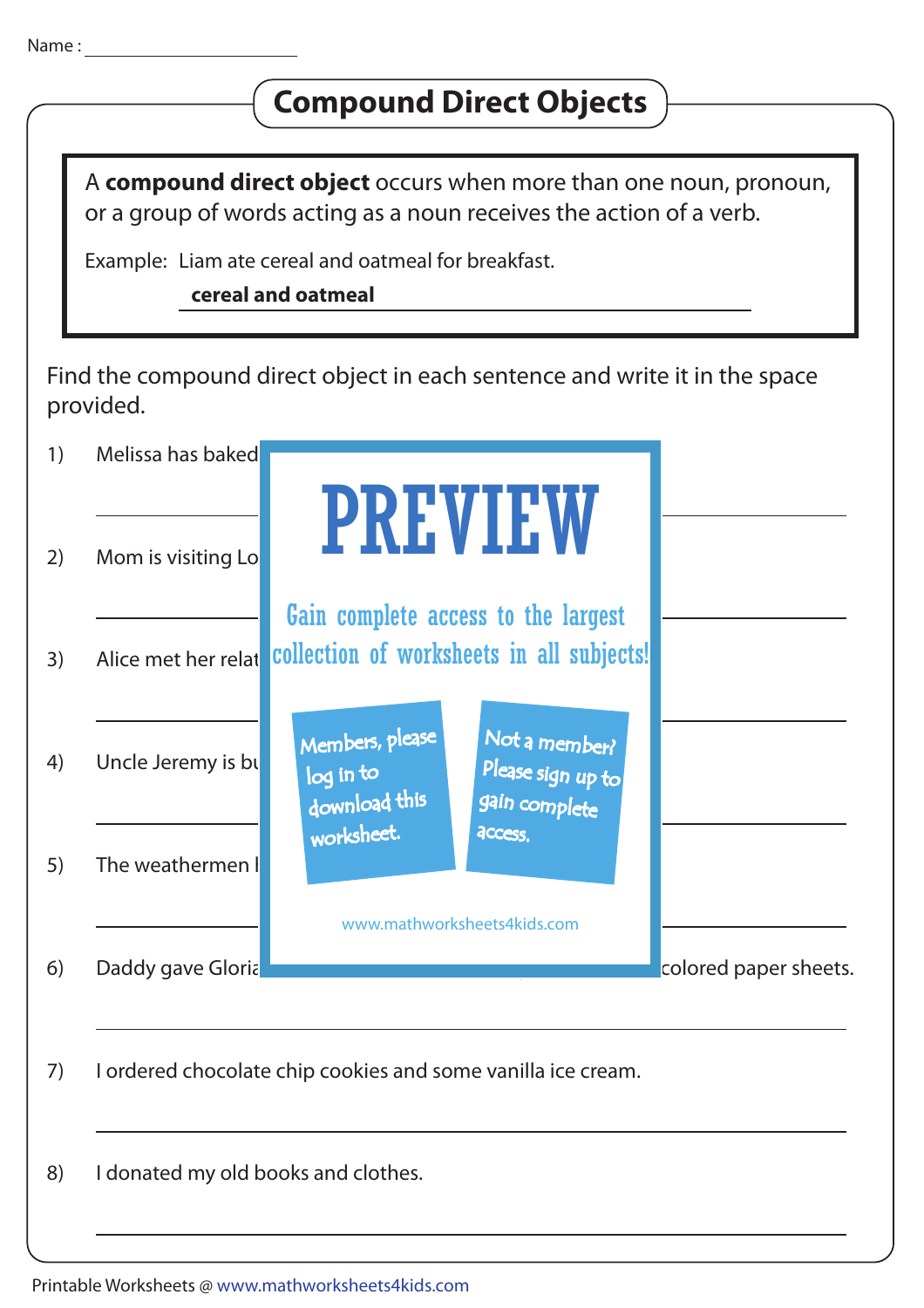Name : ____________________

# Compound Direct Objects

A **compound direct object** occurs when more than one noun, pronoun, or a group of words acting as a noun receives the action of a verb.

Example: Liam ate cereal and oatmeal for breakfast.

**cereal and oatmeal**

Find the compound direct object in each sentence and write it in the space provided.

1) Melissa has baked

______________________________

2) Mom is visiting Lo

______________________________

3) Alice met her relat

______________________________

4) Uncle Jeremy is bu

______________________________

5) The weathermen l

______________________________

6) Daddy gave Gloria colored paper sheets.

______________________________

7) I ordered chocolate chip cookies and some vanilla ice cream.

______________________________

8) I donated my old books and clothes.

______________________________

PREVIEW

Gain complete access to the largest collection of worksheets in all subjects!

Members, please log in to download this worksheet.

Not a member? Please sign up to gain complete access.

www.mathworksheets4kids.com

Printable Worksheets @ www.mathworksheets4kids.com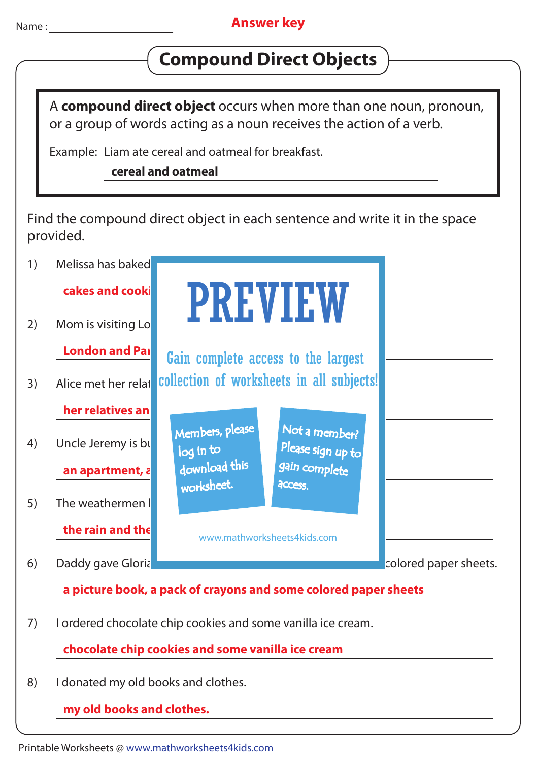Name : ____________________

**Answer key**

# Compound Direct Objects

A **compound direct object** occurs when more than one noun, pronoun, or a group of words acting as a noun receives the action of a verb.

Example: Liam ate cereal and oatmeal for breakfast.

**cereal and oatmeal**

Find the compound direct object in each sentence and write it in the space provided.

1) Melissa has baked

**cakes and cooki**

2) Mom is visiting Lo

**London and Par**

3) Alice met her relat

**her relatives an**

4) Uncle Jeremy is bu

**an apartment, a**

5) The weathermen l

**the rain and the**

6) Daddy gave Gloria colored paper sheets.

**a picture book, a pack of crayons and some colored paper sheets**

7) I ordered chocolate chip cookies and some vanilla ice cream.

**chocolate chip cookies and some vanilla ice cream**

8) I donated my old books and clothes.

**my old books and clothes.**

PREVIEW

Gain complete access to the largest collection of worksheets in all subjects!

Members, please log in to download this worksheet.

Not a member? Please sign up to gain complete access.

www.mathworksheets4kids.com

Printable Worksheets @ www.mathworksheets4kids.com